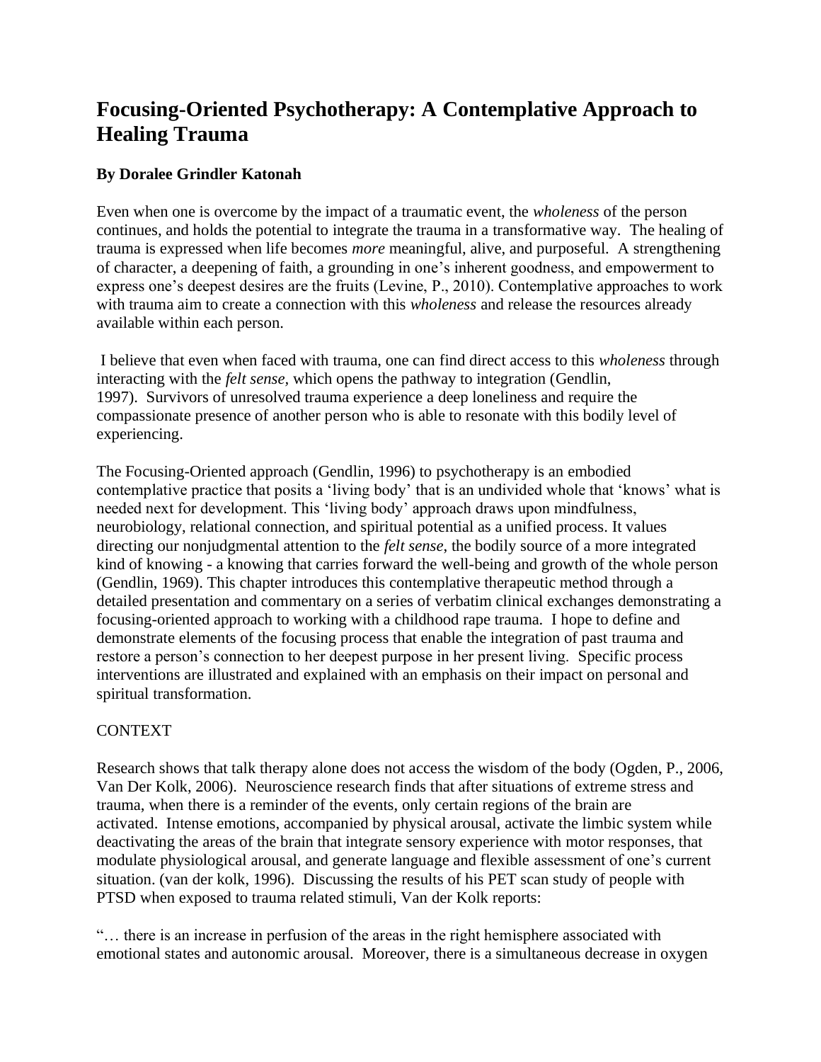# Focusing-Oriented Psychotherapy: A Contemplative Approach to Healing Trauma

**By Doralee Grindler Katonah**

Even when one is overcome by the impact of a traumatic event, the *wholeness* of the person continues, and holds the potential to integrate the trauma in a transformative way. The healing of trauma is expressed when life becomes *more* meaningful, alive, and purposeful. A strengthening of character, a deepening of faith, a grounding in one's inherent goodness, and empowerment to express one's deepest desires are the fruits (Levine, P., 2010). Contemplative approaches to work with trauma aim to create a connection with this *wholeness* and release the resources already available within each person.

I believe that even when faced with trauma, one can find direct access to this *wholeness* through interacting with the *felt sense,* which opens the pathway to integration (Gendlin, 1997). Survivors of unresolved trauma experience a deep loneliness and require the compassionate presence of another person who is able to resonate with this bodily level of experiencing.

The Focusing-Oriented approach (Gendlin, 1996) to psychotherapy is an embodied contemplative practice that posits a 'living body' that is an undivided whole that 'knows' what is needed next for development. This 'living body' approach draws upon mindfulness, neurobiology, relational connection, and spiritual potential as a unified process. It values directing our nonjudgmental attention to the *felt sense*, the bodily source of a more integrated kind of knowing - a knowing that carries forward the well-being and growth of the whole person (Gendlin, 1969). This chapter introduces this contemplative therapeutic method through a detailed presentation and commentary on a series of verbatim clinical exchanges demonstrating a focusing-oriented approach to working with a childhood rape trauma. I hope to define and demonstrate elements of the focusing process that enable the integration of past trauma and restore a person's connection to her deepest purpose in her present living. Specific process interventions are illustrated and explained with an emphasis on their impact on personal and spiritual transformation.

CONTEXT

Research shows that talk therapy alone does not access the wisdom of the body (Ogden, P., 2006, Van Der Kolk, 2006). Neuroscience research finds that after situations of extreme stress and trauma, when there is a reminder of the events, only certain regions of the brain are activated. Intense emotions, accompanied by physical arousal, activate the limbic system while deactivating the areas of the brain that integrate sensory experience with motor responses, that modulate physiological arousal, and generate language and flexible assessment of one's current situation. (van der kolk, 1996). Discussing the results of his PET scan study of people with PTSD when exposed to trauma related stimuli, Van der Kolk reports:

"… there is an increase in perfusion of the areas in the right hemisphere associated with emotional states and autonomic arousal. Moreover, there is a simultaneous decrease in oxygen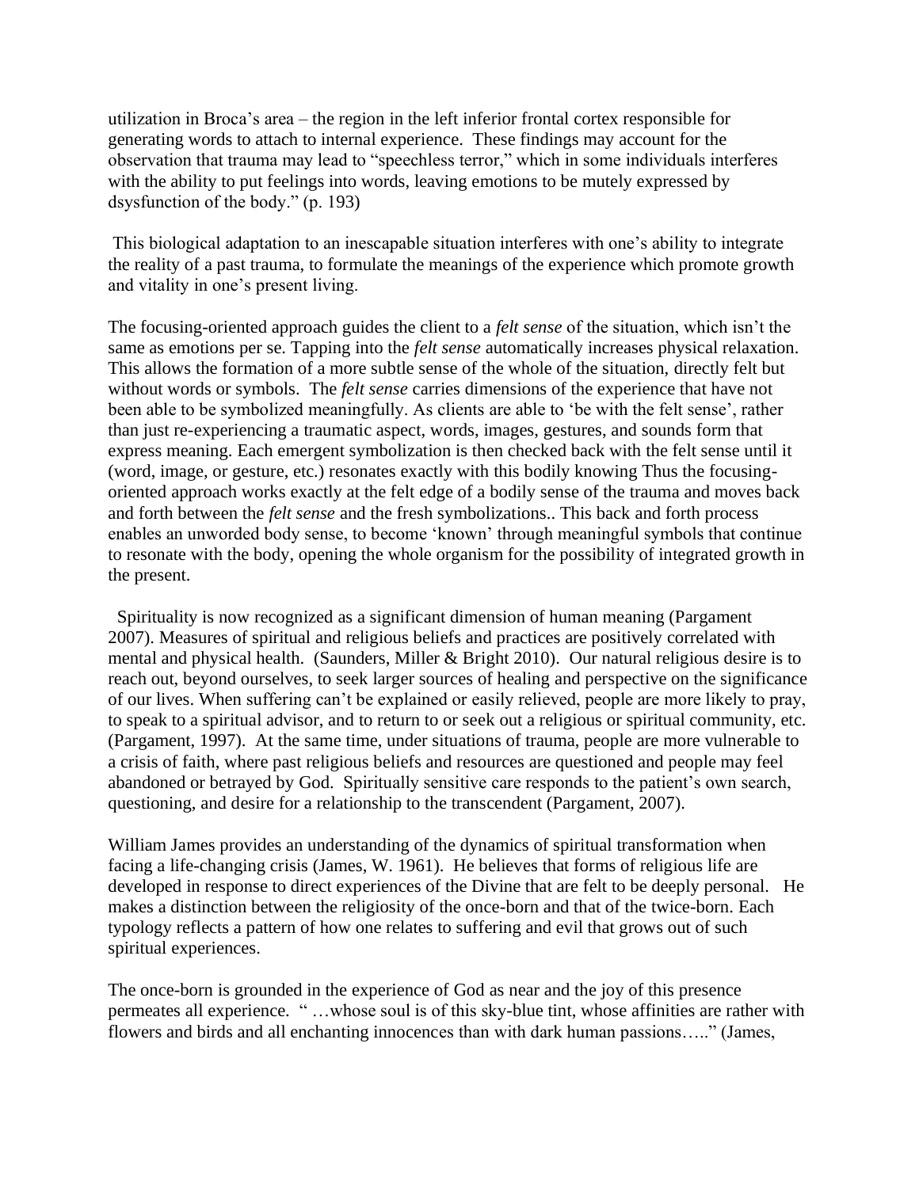utilization in Broca's area – the region in the left inferior frontal cortex responsible for generating words to attach to internal experience. These findings may account for the observation that trauma may lead to "speechless terror," which in some individuals interferes with the ability to put feelings into words, leaving emotions to be mutely expressed by dsysfunction of the body." (p. 193)

This biological adaptation to an inescapable situation interferes with one's ability to integrate the reality of a past trauma, to formulate the meanings of the experience which promote growth and vitality in one's present living.

The focusing-oriented approach guides the client to a *felt sense* of the situation, which isn't the same as emotions per se. Tapping into the *felt sense* automatically increases physical relaxation. This allows the formation of a more subtle sense of the whole of the situation, directly felt but without words or symbols. The *felt sense* carries dimensions of the experience that have not been able to be symbolized meaningfully. As clients are able to 'be with the felt sense', rather than just re-experiencing a traumatic aspect, words, images, gestures, and sounds form that express meaning. Each emergent symbolization is then checked back with the felt sense until it (word, image, or gesture, etc.) resonates exactly with this bodily knowing Thus the focusing-oriented approach works exactly at the felt edge of a bodily sense of the trauma and moves back and forth between the *felt sense* and the fresh symbolizations.. This back and forth process enables an unworded body sense, to become 'known' through meaningful symbols that continue to resonate with the body, opening the whole organism for the possibility of integrated growth in the present.

Spirituality is now recognized as a significant dimension of human meaning (Pargament 2007). Measures of spiritual and religious beliefs and practices are positively correlated with mental and physical health. (Saunders, Miller & Bright 2010). Our natural religious desire is to reach out, beyond ourselves, to seek larger sources of healing and perspective on the significance of our lives. When suffering can't be explained or easily relieved, people are more likely to pray, to speak to a spiritual advisor, and to return to or seek out a religious or spiritual community, etc. (Pargament, 1997). At the same time, under situations of trauma, people are more vulnerable to a crisis of faith, where past religious beliefs and resources are questioned and people may feel abandoned or betrayed by God. Spiritually sensitive care responds to the patient's own search, questioning, and desire for a relationship to the transcendent (Pargament, 2007).

William James provides an understanding of the dynamics of spiritual transformation when facing a life-changing crisis (James, W. 1961). He believes that forms of religious life are developed in response to direct experiences of the Divine that are felt to be deeply personal. He makes a distinction between the religiosity of the once-born and that of the twice-born. Each typology reflects a pattern of how one relates to suffering and evil that grows out of such spiritual experiences.

The once-born is grounded in the experience of God as near and the joy of this presence permeates all experience. " …whose soul is of this sky-blue tint, whose affinities are rather with flowers and birds and all enchanting innocences than with dark human passions….." (James,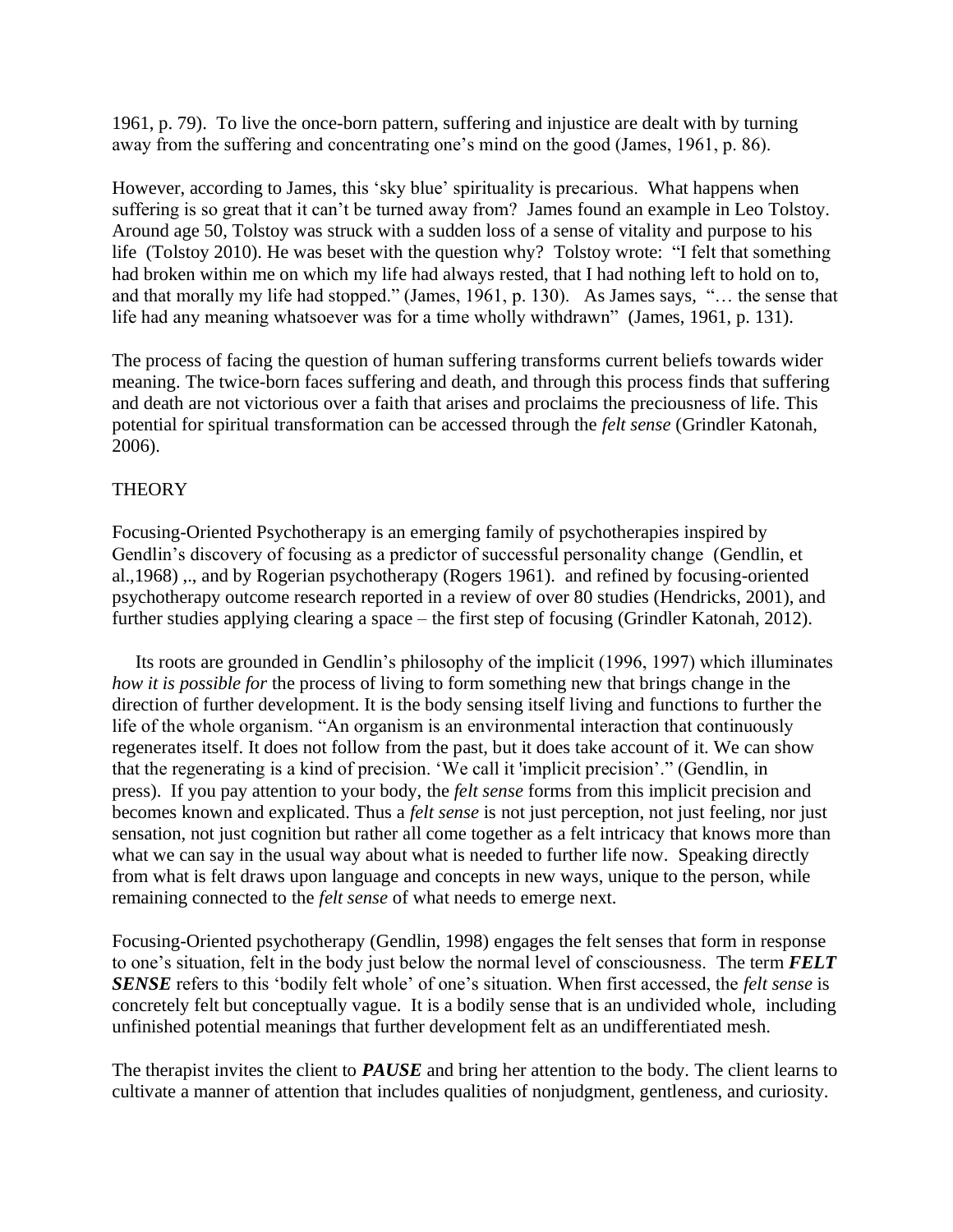1961, p. 79). To live the once-born pattern, suffering and injustice are dealt with by turning away from the suffering and concentrating one's mind on the good (James, 1961, p. 86).

However, according to James, this 'sky blue' spirituality is precarious. What happens when suffering is so great that it can't be turned away from? James found an example in Leo Tolstoy. Around age 50, Tolstoy was struck with a sudden loss of a sense of vitality and purpose to his life (Tolstoy 2010). He was beset with the question why? Tolstoy wrote: "I felt that something had broken within me on which my life had always rested, that I had nothing left to hold on to, and that morally my life had stopped." (James, 1961, p. 130). As James says, "… the sense that life had any meaning whatsoever was for a time wholly withdrawn" (James, 1961, p. 131).

The process of facing the question of human suffering transforms current beliefs towards wider meaning. The twice-born faces suffering and death, and through this process finds that suffering and death are not victorious over a faith that arises and proclaims the preciousness of life. This potential for spiritual transformation can be accessed through the *felt sense* (Grindler Katonah, 2006).

## THEORY

Focusing-Oriented Psychotherapy is an emerging family of psychotherapies inspired by Gendlin's discovery of focusing as a predictor of successful personality change (Gendlin, et al.,1968) ,., and by Rogerian psychotherapy (Rogers 1961). and refined by focusing-oriented psychotherapy outcome research reported in a review of over 80 studies (Hendricks, 2001), and further studies applying clearing a space – the first step of focusing (Grindler Katonah, 2012).

Its roots are grounded in Gendlin's philosophy of the implicit (1996, 1997) which illuminates *how it is possible for* the process of living to form something new that brings change in the direction of further development. It is the body sensing itself living and functions to further the life of the whole organism. "An organism is an environmental interaction that continuously regenerates itself. It does not follow from the past, but it does take account of it. We can show that the regenerating is a kind of precision. 'We call it 'implicit precision'." (Gendlin, in press). If you pay attention to your body, the *felt sense* forms from this implicit precision and becomes known and explicated. Thus a *felt sense* is not just perception, not just feeling, nor just sensation, not just cognition but rather all come together as a felt intricacy that knows more than what we can say in the usual way about what is needed to further life now. Speaking directly from what is felt draws upon language and concepts in new ways, unique to the person, while remaining connected to the *felt sense* of what needs to emerge next.

Focusing-Oriented psychotherapy (Gendlin, 1998) engages the felt senses that form in response to one's situation, felt in the body just below the normal level of consciousness. The term ***FELT SENSE*** refers to this 'bodily felt whole' of one's situation. When first accessed, the *felt sense* is concretely felt but conceptually vague. It is a bodily sense that is an undivided whole, including unfinished potential meanings that further development felt as an undifferentiated mesh.

The therapist invites the client to ***PAUSE*** and bring her attention to the body. The client learns to cultivate a manner of attention that includes qualities of nonjudgment, gentleness, and curiosity.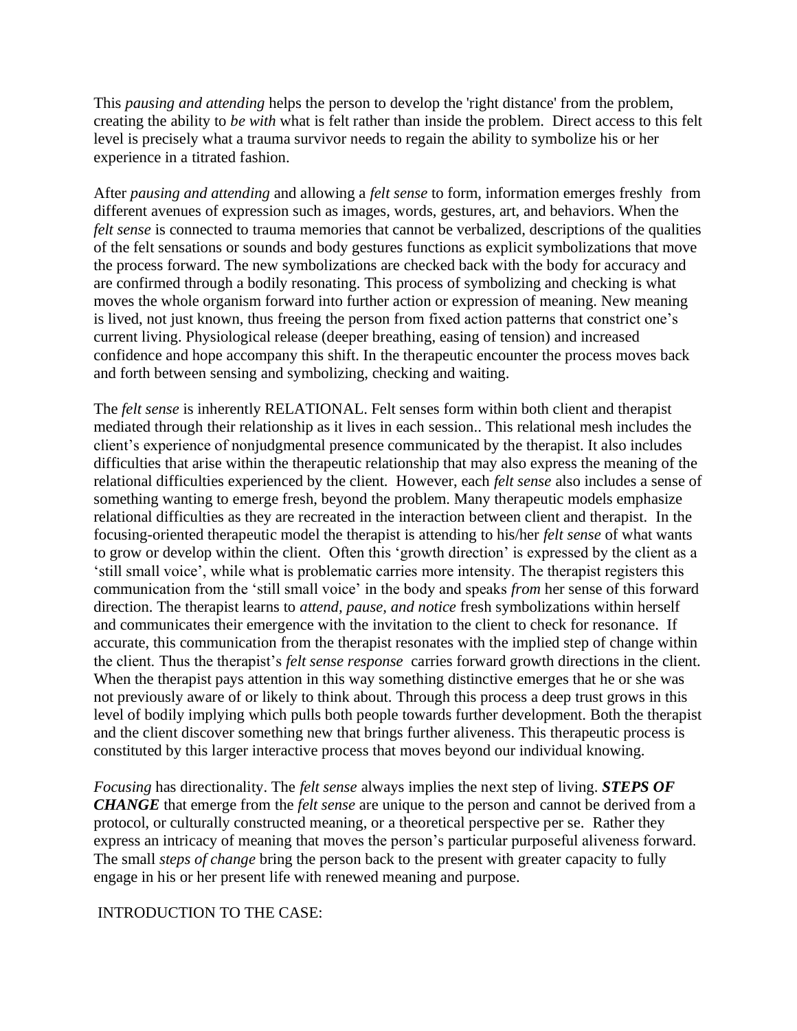This *pausing and attending* helps the person to develop the 'right distance' from the problem, creating the ability to *be with* what is felt rather than inside the problem. Direct access to this felt level is precisely what a trauma survivor needs to regain the ability to symbolize his or her experience in a titrated fashion.

After *pausing and attending* and allowing a *felt sense* to form, information emerges freshly from different avenues of expression such as images, words, gestures, art, and behaviors. When the *felt sense* is connected to trauma memories that cannot be verbalized, descriptions of the qualities of the felt sensations or sounds and body gestures functions as explicit symbolizations that move the process forward. The new symbolizations are checked back with the body for accuracy and are confirmed through a bodily resonating. This process of symbolizing and checking is what moves the whole organism forward into further action or expression of meaning. New meaning is lived, not just known, thus freeing the person from fixed action patterns that constrict one's current living. Physiological release (deeper breathing, easing of tension) and increased confidence and hope accompany this shift. In the therapeutic encounter the process moves back and forth between sensing and symbolizing, checking and waiting.

The *felt sense* is inherently RELATIONAL. Felt senses form within both client and therapist mediated through their relationship as it lives in each session.. This relational mesh includes the client's experience of nonjudgmental presence communicated by the therapist. It also includes difficulties that arise within the therapeutic relationship that may also express the meaning of the relational difficulties experienced by the client. However, each *felt sense* also includes a sense of something wanting to emerge fresh, beyond the problem. Many therapeutic models emphasize relational difficulties as they are recreated in the interaction between client and therapist. In the focusing-oriented therapeutic model the therapist is attending to his/her *felt sense* of what wants to grow or develop within the client. Often this 'growth direction' is expressed by the client as a 'still small voice', while what is problematic carries more intensity. The therapist registers this communication from the 'still small voice' in the body and speaks *from* her sense of this forward direction. The therapist learns to *attend, pause, and notice* fresh symbolizations within herself and communicates their emergence with the invitation to the client to check for resonance. If accurate, this communication from the therapist resonates with the implied step of change within the client. Thus the therapist's *felt sense response* carries forward growth directions in the client. When the therapist pays attention in this way something distinctive emerges that he or she was not previously aware of or likely to think about. Through this process a deep trust grows in this level of bodily implying which pulls both people towards further development. Both the therapist and the client discover something new that brings further aliveness. This therapeutic process is constituted by this larger interactive process that moves beyond our individual knowing.

*Focusing* has directionality. The *felt sense* always implies the next step of living. ***STEPS OF CHANGE*** that emerge from the *felt sense* are unique to the person and cannot be derived from a protocol, or culturally constructed meaning, or a theoretical perspective per se. Rather they express an intricacy of meaning that moves the person's particular purposeful aliveness forward. The small *steps of change* bring the person back to the present with greater capacity to fully engage in his or her present life with renewed meaning and purpose.

INTRODUCTION TO THE CASE: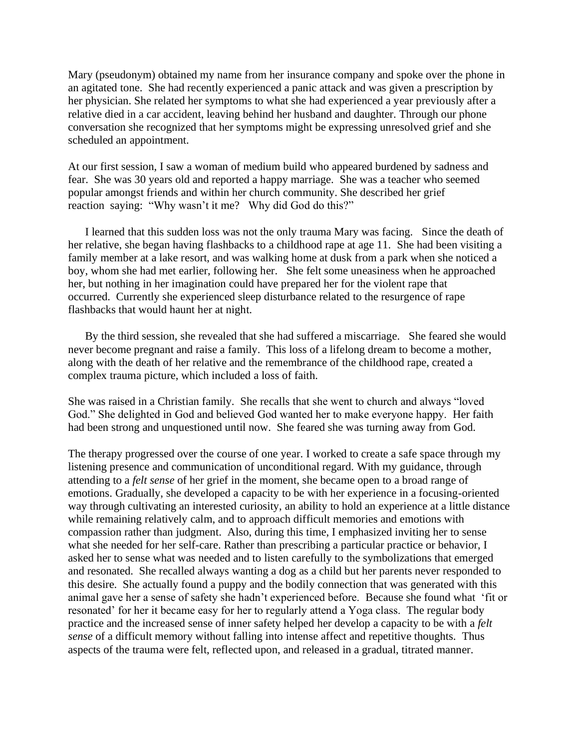Mary (pseudonym) obtained my name from her insurance company and spoke over the phone in an agitated tone. She had recently experienced a panic attack and was given a prescription by her physician. She related her symptoms to what she had experienced a year previously after a relative died in a car accident, leaving behind her husband and daughter. Through our phone conversation she recognized that her symptoms might be expressing unresolved grief and she scheduled an appointment.

At our first session, I saw a woman of medium build who appeared burdened by sadness and fear. She was 30 years old and reported a happy marriage. She was a teacher who seemed popular amongst friends and within her church community. She described her grief reaction saying: "Why wasn't it me? Why did God do this?"

I learned that this sudden loss was not the only trauma Mary was facing. Since the death of her relative, she began having flashbacks to a childhood rape at age 11. She had been visiting a family member at a lake resort, and was walking home at dusk from a park when she noticed a boy, whom she had met earlier, following her. She felt some uneasiness when he approached her, but nothing in her imagination could have prepared her for the violent rape that occurred. Currently she experienced sleep disturbance related to the resurgence of rape flashbacks that would haunt her at night.

By the third session, she revealed that she had suffered a miscarriage. She feared she would never become pregnant and raise a family. This loss of a lifelong dream to become a mother, along with the death of her relative and the remembrance of the childhood rape, created a complex trauma picture, which included a loss of faith.

She was raised in a Christian family. She recalls that she went to church and always "loved God." She delighted in God and believed God wanted her to make everyone happy. Her faith had been strong and unquestioned until now. She feared she was turning away from God.

The therapy progressed over the course of one year. I worked to create a safe space through my listening presence and communication of unconditional regard. With my guidance, through attending to a *felt sense* of her grief in the moment, she became open to a broad range of emotions. Gradually, she developed a capacity to be with her experience in a focusing-oriented way through cultivating an interested curiosity, an ability to hold an experience at a little distance while remaining relatively calm, and to approach difficult memories and emotions with compassion rather than judgment. Also, during this time, I emphasized inviting her to sense what she needed for her self-care. Rather than prescribing a particular practice or behavior, I asked her to sense what was needed and to listen carefully to the symbolizations that emerged and resonated. She recalled always wanting a dog as a child but her parents never responded to this desire. She actually found a puppy and the bodily connection that was generated with this animal gave her a sense of safety she hadn't experienced before. Because she found what 'fit or resonated' for her it became easy for her to regularly attend a Yoga class. The regular body practice and the increased sense of inner safety helped her develop a capacity to be with a *felt sense* of a difficult memory without falling into intense affect and repetitive thoughts. Thus aspects of the trauma were felt, reflected upon, and released in a gradual, titrated manner.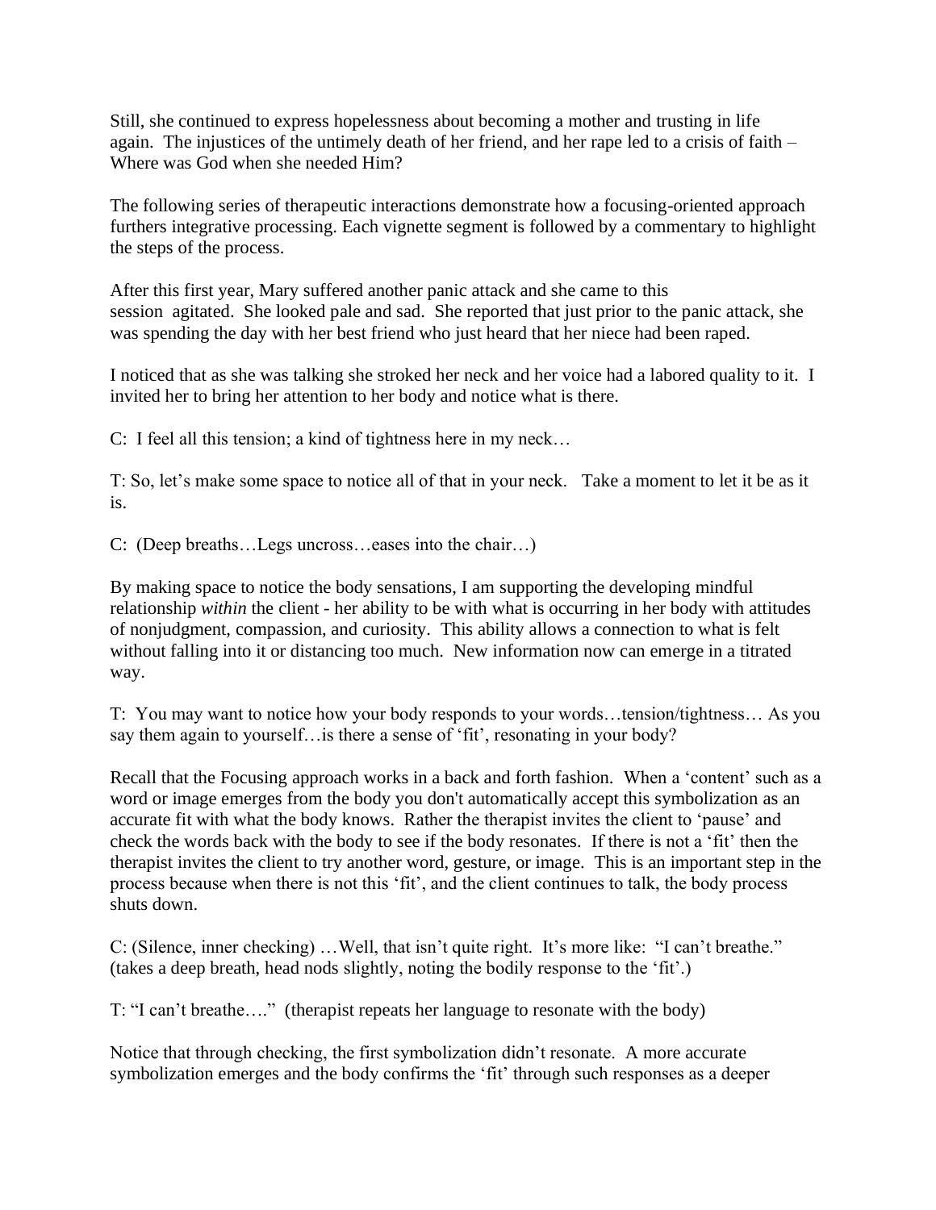Still, she continued to express hopelessness about becoming a mother and trusting in life again. The injustices of the untimely death of her friend, and her rape led to a crisis of faith – Where was God when she needed Him?

The following series of therapeutic interactions demonstrate how a focusing-oriented approach furthers integrative processing. Each vignette segment is followed by a commentary to highlight the steps of the process.

After this first year, Mary suffered another panic attack and she came to this session agitated. She looked pale and sad. She reported that just prior to the panic attack, she was spending the day with her best friend who just heard that her niece had been raped.

I noticed that as she was talking she stroked her neck and her voice had a labored quality to it. I invited her to bring her attention to her body and notice what is there.

C: I feel all this tension; a kind of tightness here in my neck…

T: So, let's make some space to notice all of that in your neck. Take a moment to let it be as it is.

C: (Deep breaths…Legs uncross…eases into the chair…)

By making space to notice the body sensations, I am supporting the developing mindful relationship *within* the client - her ability to be with what is occurring in her body with attitudes of nonjudgment, compassion, and curiosity. This ability allows a connection to what is felt without falling into it or distancing too much. New information now can emerge in a titrated way.

T: You may want to notice how your body responds to your words…tension/tightness… As you say them again to yourself…is there a sense of 'fit', resonating in your body?

Recall that the Focusing approach works in a back and forth fashion. When a 'content' such as a word or image emerges from the body you don't automatically accept this symbolization as an accurate fit with what the body knows. Rather the therapist invites the client to 'pause' and check the words back with the body to see if the body resonates. If there is not a 'fit' then the therapist invites the client to try another word, gesture, or image. This is an important step in the process because when there is not this 'fit', and the client continues to talk, the body process shuts down.

C: (Silence, inner checking) …Well, that isn't quite right. It's more like: "I can't breathe." (takes a deep breath, head nods slightly, noting the bodily response to the 'fit'.)

T: "I can't breathe…." (therapist repeats her language to resonate with the body)

Notice that through checking, the first symbolization didn't resonate. A more accurate symbolization emerges and the body confirms the 'fit' through such responses as a deeper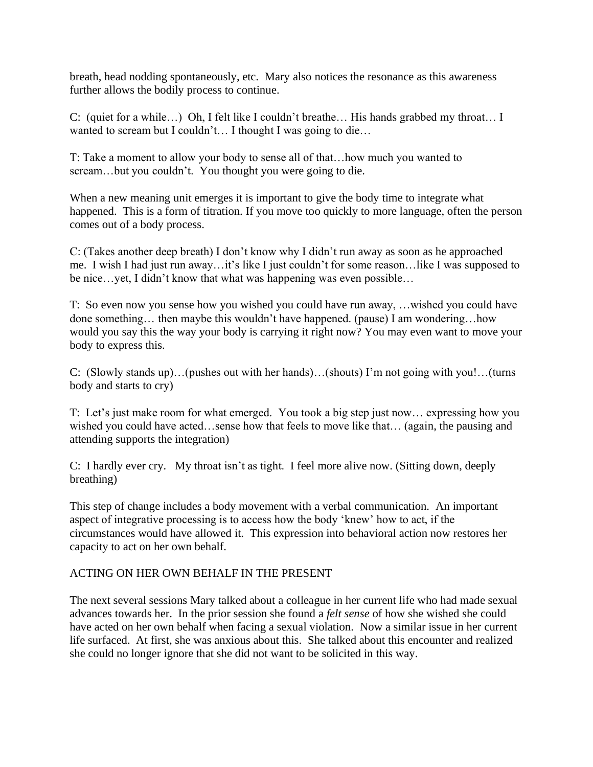breath, head nodding spontaneously, etc. Mary also notices the resonance as this awareness further allows the bodily process to continue.

C: (quiet for a while…) Oh, I felt like I couldn't breathe… His hands grabbed my throat… I wanted to scream but I couldn't… I thought I was going to die…

T: Take a moment to allow your body to sense all of that…how much you wanted to scream…but you couldn't. You thought you were going to die.

When a new meaning unit emerges it is important to give the body time to integrate what happened. This is a form of titration. If you move too quickly to more language, often the person comes out of a body process.

C: (Takes another deep breath) I don't know why I didn't run away as soon as he approached me. I wish I had just run away…it's like I just couldn't for some reason…like I was supposed to be nice…yet, I didn't know that what was happening was even possible…

T: So even now you sense how you wished you could have run away, …wished you could have done something… then maybe this wouldn't have happened. (pause) I am wondering…how would you say this the way your body is carrying it right now? You may even want to move your body to express this.

C: (Slowly stands up)…(pushes out with her hands)…(shouts) I'm not going with you!…(turns body and starts to cry)

T: Let's just make room for what emerged. You took a big step just now… expressing how you wished you could have acted…sense how that feels to move like that… (again, the pausing and attending supports the integration)

C: I hardly ever cry. My throat isn't as tight. I feel more alive now. (Sitting down, deeply breathing)

This step of change includes a body movement with a verbal communication. An important aspect of integrative processing is to access how the body 'knew' how to act, if the circumstances would have allowed it. This expression into behavioral action now restores her capacity to act on her own behalf.

## ACTING ON HER OWN BEHALF IN THE PRESENT

The next several sessions Mary talked about a colleague in her current life who had made sexual advances towards her. In the prior session she found a *felt sense* of how she wished she could have acted on her own behalf when facing a sexual violation. Now a similar issue in her current life surfaced. At first, she was anxious about this. She talked about this encounter and realized she could no longer ignore that she did not want to be solicited in this way.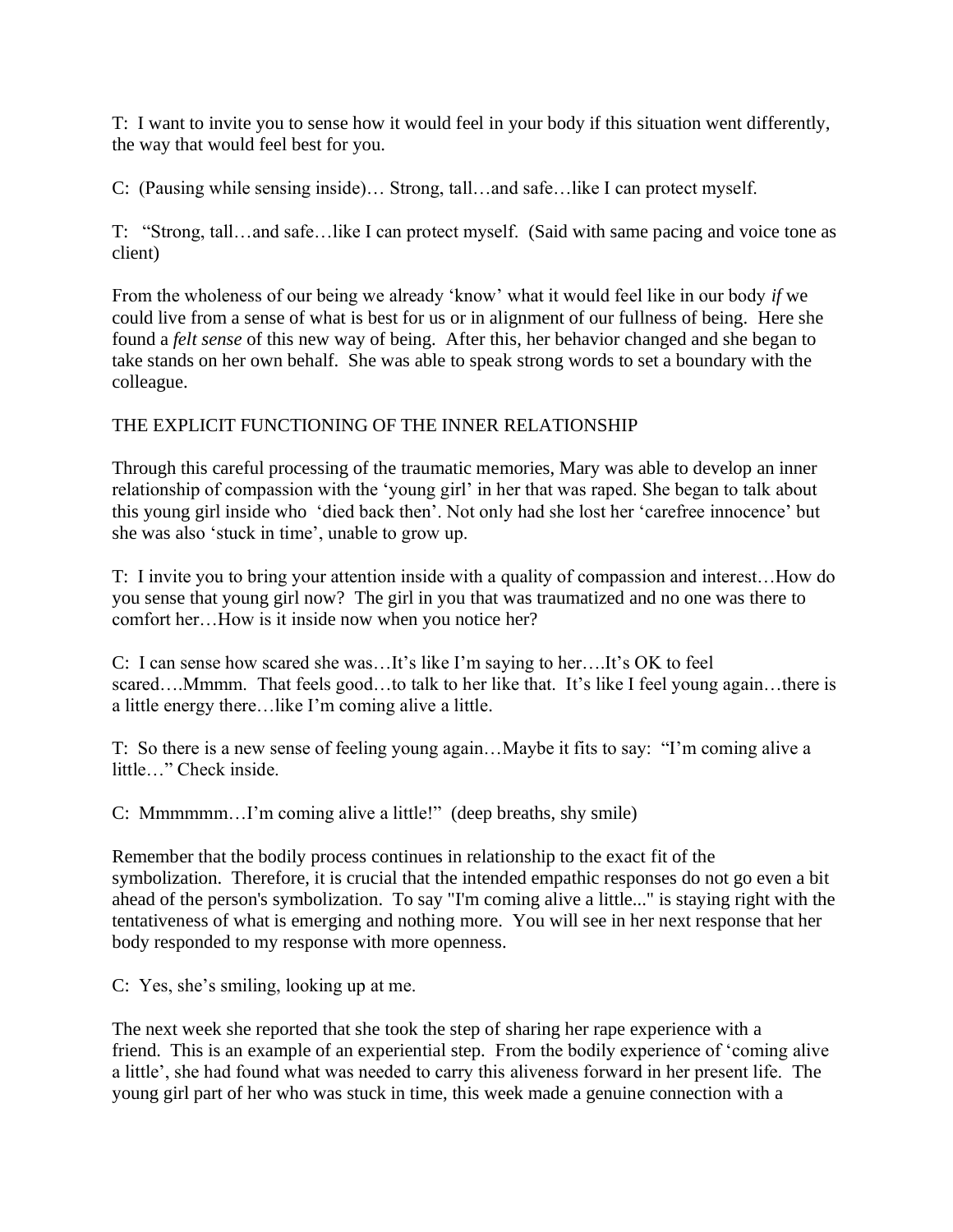T: I want to invite you to sense how it would feel in your body if this situation went differently, the way that would feel best for you.

C: (Pausing while sensing inside)… Strong, tall…and safe…like I can protect myself.

T: "Strong, tall…and safe…like I can protect myself. (Said with same pacing and voice tone as client)

From the wholeness of our being we already 'know' what it would feel like in our body *if* we could live from a sense of what is best for us or in alignment of our fullness of being. Here she found a *felt sense* of this new way of being. After this, her behavior changed and she began to take stands on her own behalf. She was able to speak strong words to set a boundary with the colleague.

## THE EXPLICIT FUNCTIONING OF THE INNER RELATIONSHIP

Through this careful processing of the traumatic memories, Mary was able to develop an inner relationship of compassion with the 'young girl' in her that was raped. She began to talk about this young girl inside who 'died back then'. Not only had she lost her 'carefree innocence' but she was also 'stuck in time', unable to grow up.

T: I invite you to bring your attention inside with a quality of compassion and interest…How do you sense that young girl now? The girl in you that was traumatized and no one was there to comfort her…How is it inside now when you notice her?

C: I can sense how scared she was…It's like I'm saying to her….It's OK to feel scared….Mmmm. That feels good…to talk to her like that. It's like I feel young again…there is a little energy there…like I'm coming alive a little.

T: So there is a new sense of feeling young again…Maybe it fits to say: "I'm coming alive a little…" Check inside.

C: Mmmmmm…I'm coming alive a little!" (deep breaths, shy smile)

Remember that the bodily process continues in relationship to the exact fit of the symbolization. Therefore, it is crucial that the intended empathic responses do not go even a bit ahead of the person's symbolization. To say "I'm coming alive a little..." is staying right with the tentativeness of what is emerging and nothing more. You will see in her next response that her body responded to my response with more openness.

C: Yes, she's smiling, looking up at me.

The next week she reported that she took the step of sharing her rape experience with a friend. This is an example of an experiential step. From the bodily experience of 'coming alive a little', she had found what was needed to carry this aliveness forward in her present life. The young girl part of her who was stuck in time, this week made a genuine connection with a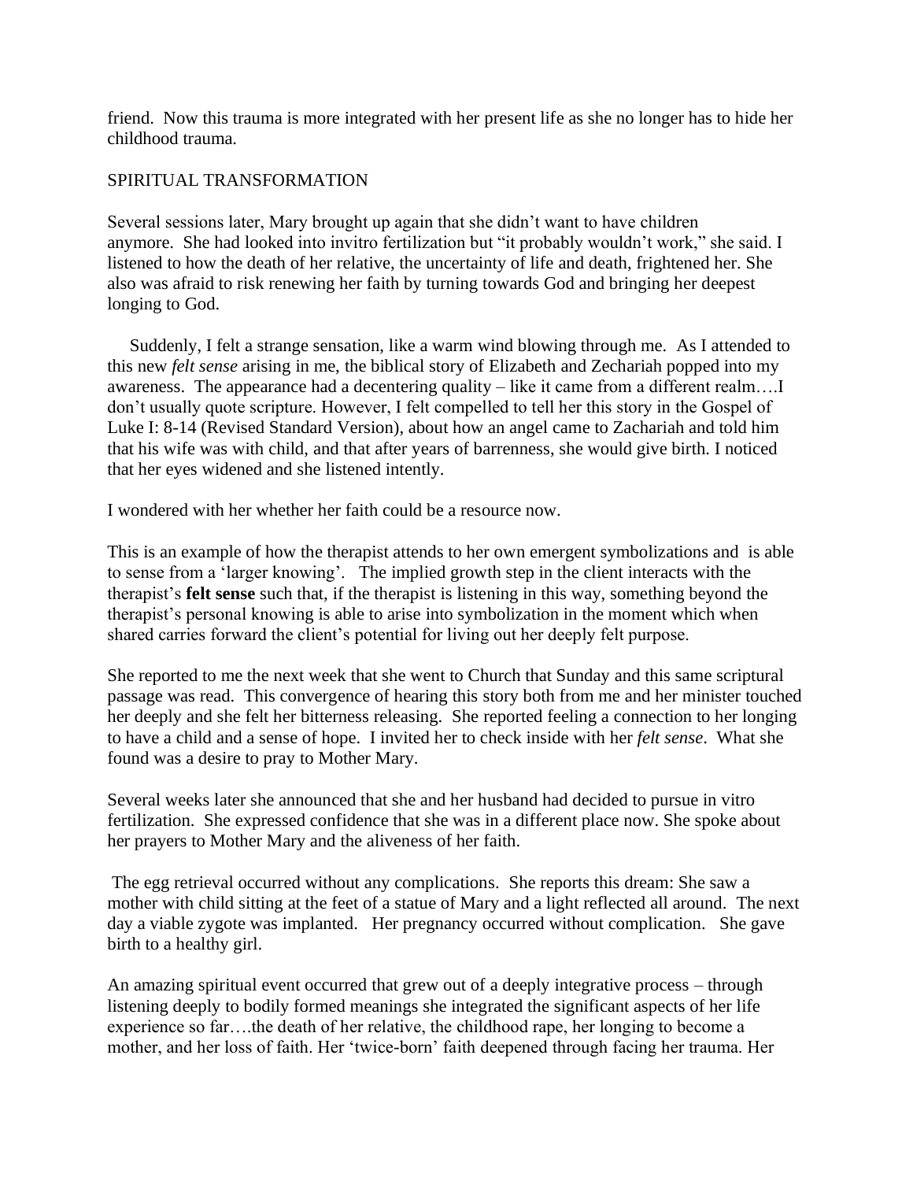friend. Now this trauma is more integrated with her present life as she no longer has to hide her childhood trauma.

## SPIRITUAL TRANSFORMATION

Several sessions later, Mary brought up again that she didn't want to have children anymore. She had looked into invitro fertilization but "it probably wouldn't work," she said. I listened to how the death of her relative, the uncertainty of life and death, frightened her. She also was afraid to risk renewing her faith by turning towards God and bringing her deepest longing to God.

Suddenly, I felt a strange sensation, like a warm wind blowing through me. As I attended to this new *felt sense* arising in me, the biblical story of Elizabeth and Zechariah popped into my awareness. The appearance had a decentering quality – like it came from a different realm….I don't usually quote scripture. However, I felt compelled to tell her this story in the Gospel of Luke I: 8-14 (Revised Standard Version), about how an angel came to Zachariah and told him that his wife was with child, and that after years of barrenness, she would give birth. I noticed that her eyes widened and she listened intently.

I wondered with her whether her faith could be a resource now.

This is an example of how the therapist attends to her own emergent symbolizations and is able to sense from a 'larger knowing'. The implied growth step in the client interacts with the therapist's **felt sense** such that, if the therapist is listening in this way, something beyond the therapist's personal knowing is able to arise into symbolization in the moment which when shared carries forward the client's potential for living out her deeply felt purpose.

She reported to me the next week that she went to Church that Sunday and this same scriptural passage was read. This convergence of hearing this story both from me and her minister touched her deeply and she felt her bitterness releasing. She reported feeling a connection to her longing to have a child and a sense of hope. I invited her to check inside with her *felt sense*. What she found was a desire to pray to Mother Mary.

Several weeks later she announced that she and her husband had decided to pursue in vitro fertilization. She expressed confidence that she was in a different place now. She spoke about her prayers to Mother Mary and the aliveness of her faith.

The egg retrieval occurred without any complications. She reports this dream: She saw a mother with child sitting at the feet of a statue of Mary and a light reflected all around. The next day a viable zygote was implanted. Her pregnancy occurred without complication. She gave birth to a healthy girl.

An amazing spiritual event occurred that grew out of a deeply integrative process – through listening deeply to bodily formed meanings she integrated the significant aspects of her life experience so far….the death of her relative, the childhood rape, her longing to become a mother, and her loss of faith. Her 'twice-born' faith deepened through facing her trauma. Her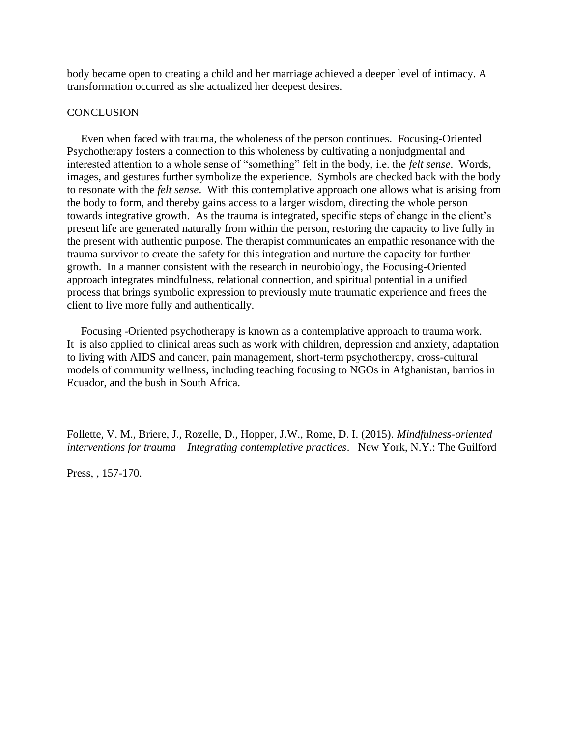body became open to creating a child and her marriage achieved a deeper level of intimacy. A transformation occurred as she actualized her deepest desires.

## CONCLUSION

Even when faced with trauma, the wholeness of the person continues. Focusing-Oriented Psychotherapy fosters a connection to this wholeness by cultivating a nonjudgmental and interested attention to a whole sense of "something" felt in the body, i.e. the *felt sense*. Words, images, and gestures further symbolize the experience. Symbols are checked back with the body to resonate with the *felt sense*. With this contemplative approach one allows what is arising from the body to form, and thereby gains access to a larger wisdom, directing the whole person towards integrative growth. As the trauma is integrated, specific steps of change in the client's present life are generated naturally from within the person, restoring the capacity to live fully in the present with authentic purpose. The therapist communicates an empathic resonance with the trauma survivor to create the safety for this integration and nurture the capacity for further growth. In a manner consistent with the research in neurobiology, the Focusing-Oriented approach integrates mindfulness, relational connection, and spiritual potential in a unified process that brings symbolic expression to previously mute traumatic experience and frees the client to live more fully and authentically.

Focusing -Oriented psychotherapy is known as a contemplative approach to trauma work. It is also applied to clinical areas such as work with children, depression and anxiety, adaptation to living with AIDS and cancer, pain management, short-term psychotherapy, cross-cultural models of community wellness, including teaching focusing to NGOs in Afghanistan, barrios in Ecuador, and the bush in South Africa.

Follette, V. M., Briere, J., Rozelle, D., Hopper, J.W., Rome, D. I. (2015). *Mindfulness-oriented interventions for trauma – Integrating contemplative practices*. New York, N.Y.: The Guilford Press, , 157-170.